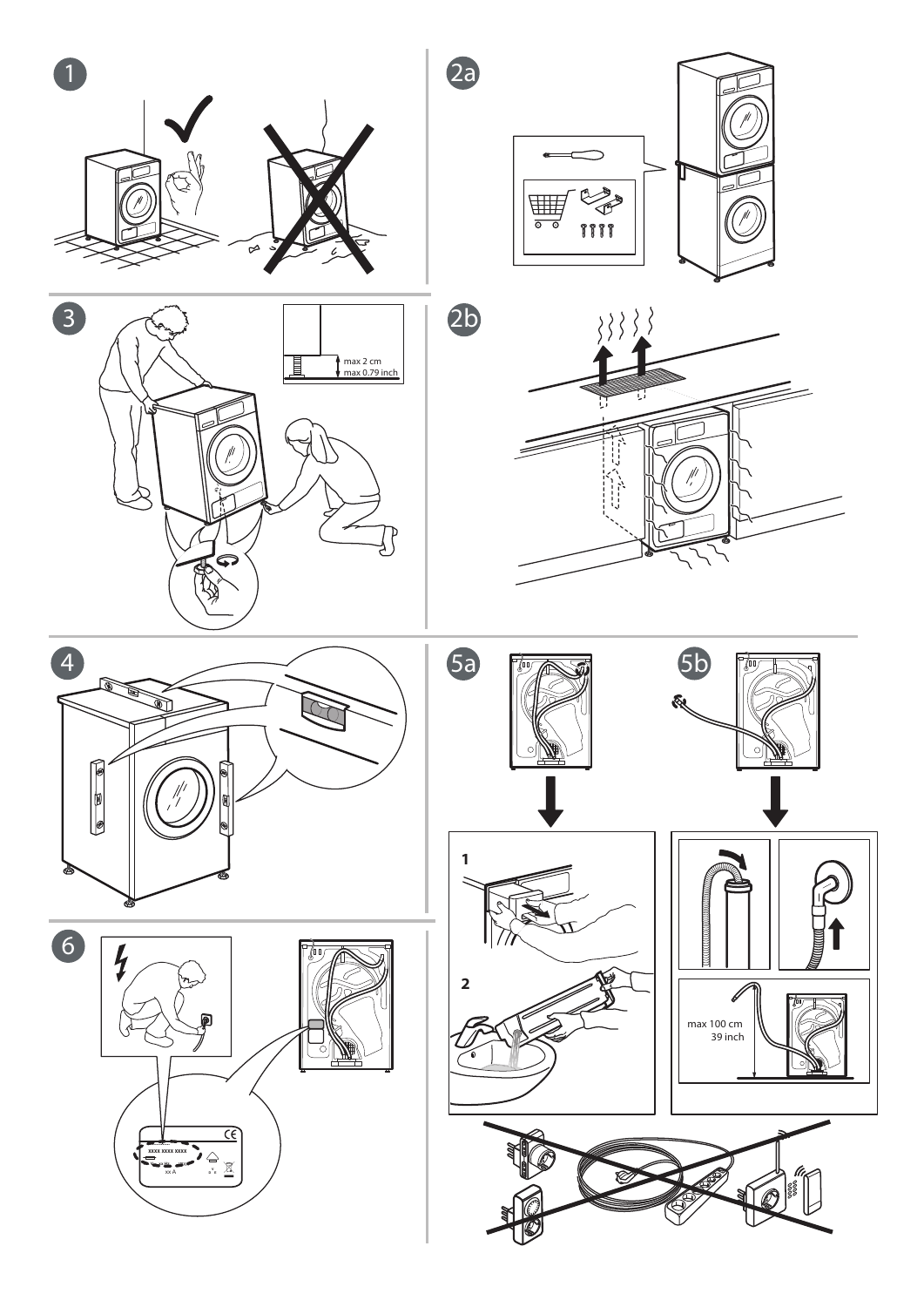1

2a

3

max 2 cm
max 0.79 inch

2b

4

5a

1

2

5b

max 100 cm
39 inch

6

xxxx xxxx xxxx

xx A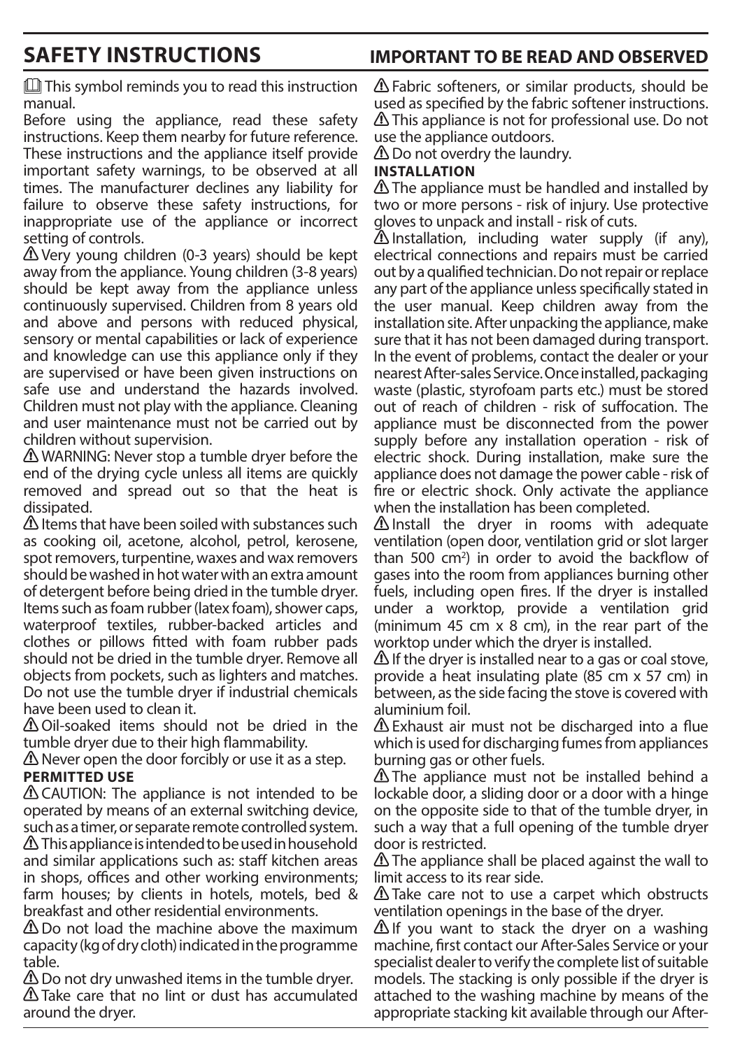# SAFETY INSTRUCTIONS

## IMPORTANT TO BE READ AND OBSERVED

📖 This symbol reminds you to read this instruction manual.

Before using the appliance, read these safety instructions. Keep them nearby for future reference. These instructions and the appliance itself provide important safety warnings, to be observed at all times. The manufacturer declines any liability for failure to observe these safety instructions, for inappropriate use of the appliance or incorrect setting of controls.

⚠ Very young children (0-3 years) should be kept away from the appliance. Young children (3-8 years) should be kept away from the appliance unless continuously supervised. Children from 8 years old and above and persons with reduced physical, sensory or mental capabilities or lack of experience and knowledge can use this appliance only if they are supervised or have been given instructions on safe use and understand the hazards involved. Children must not play with the appliance. Cleaning and user maintenance must not be carried out by children without supervision.

⚠ WARNING: Never stop a tumble dryer before the end of the drying cycle unless all items are quickly removed and spread out so that the heat is dissipated.

⚠ Items that have been soiled with substances such as cooking oil, acetone, alcohol, petrol, kerosene, spot removers, turpentine, waxes and wax removers should be washed in hot water with an extra amount of detergent before being dried in the tumble dryer. Items such as foam rubber (latex foam), shower caps, waterproof textiles, rubber-backed articles and clothes or pillows fitted with foam rubber pads should not be dried in the tumble dryer. Remove all objects from pockets, such as lighters and matches. Do not use the tumble dryer if industrial chemicals have been used to clean it.

⚠ Oil-soaked items should not be dried in the tumble dryer due to their high flammability.

⚠ Never open the door forcibly or use it as a step.

**PERMITTED USE**

⚠ CAUTION: The appliance is not intended to be operated by means of an external switching device, such as a timer, or separate remote controlled system.

⚠ This appliance is intended to be used in household and similar applications such as: staff kitchen areas in shops, offices and other working environments; farm houses; by clients in hotels, motels, bed & breakfast and other residential environments.

⚠ Do not load the machine above the maximum capacity (kg of dry cloth) indicated in the programme table.

⚠ Do not dry unwashed items in the tumble dryer.

⚠ Take care that no lint or dust has accumulated around the dryer.

⚠ Fabric softeners, or similar products, should be used as specified by the fabric softener instructions.

⚠ This appliance is not for professional use. Do not use the appliance outdoors.

⚠ Do not overdry the laundry.

**INSTALLATION**

⚠ The appliance must be handled and installed by two or more persons - risk of injury. Use protective gloves to unpack and install - risk of cuts.

⚠ Installation, including water supply (if any), electrical connections and repairs must be carried out by a qualified technician. Do not repair or replace any part of the appliance unless specifically stated in the user manual. Keep children away from the installation site. After unpacking the appliance, make sure that it has not been damaged during transport. In the event of problems, contact the dealer or your nearest After-sales Service. Once installed, packaging waste (plastic, styrofoam parts etc.) must be stored out of reach of children - risk of suffocation. The appliance must be disconnected from the power supply before any installation operation - risk of electric shock. During installation, make sure the appliance does not damage the power cable - risk of fire or electric shock. Only activate the appliance when the installation has been completed.

⚠ Install the dryer in rooms with adequate ventilation (open door, ventilation grid or slot larger than 500 cm$^2$) in order to avoid the backflow of gases into the room from appliances burning other fuels, including open fires. If the dryer is installed under a worktop, provide a ventilation grid (minimum 45 cm x 8 cm), in the rear part of the worktop under which the dryer is installed.

⚠ If the dryer is installed near to a gas or coal stove, provide a heat insulating plate (85 cm x 57 cm) in between, as the side facing the stove is covered with aluminium foil.

⚠ Exhaust air must not be discharged into a flue which is used for discharging fumes from appliances burning gas or other fuels.

⚠ The appliance must not be installed behind a lockable door, a sliding door or a door with a hinge on the opposite side to that of the tumble dryer, in such a way that a full opening of the tumble dryer door is restricted.

⚠ The appliance shall be placed against the wall to limit access to its rear side.

⚠ Take care not to use a carpet which obstructs ventilation openings in the base of the dryer.

⚠ If you want to stack the dryer on a washing machine, first contact our After-Sales Service or your specialist dealer to verify the complete list of suitable models. The stacking is only possible if the dryer is attached to the washing machine by means of the appropriate stacking kit available through our After-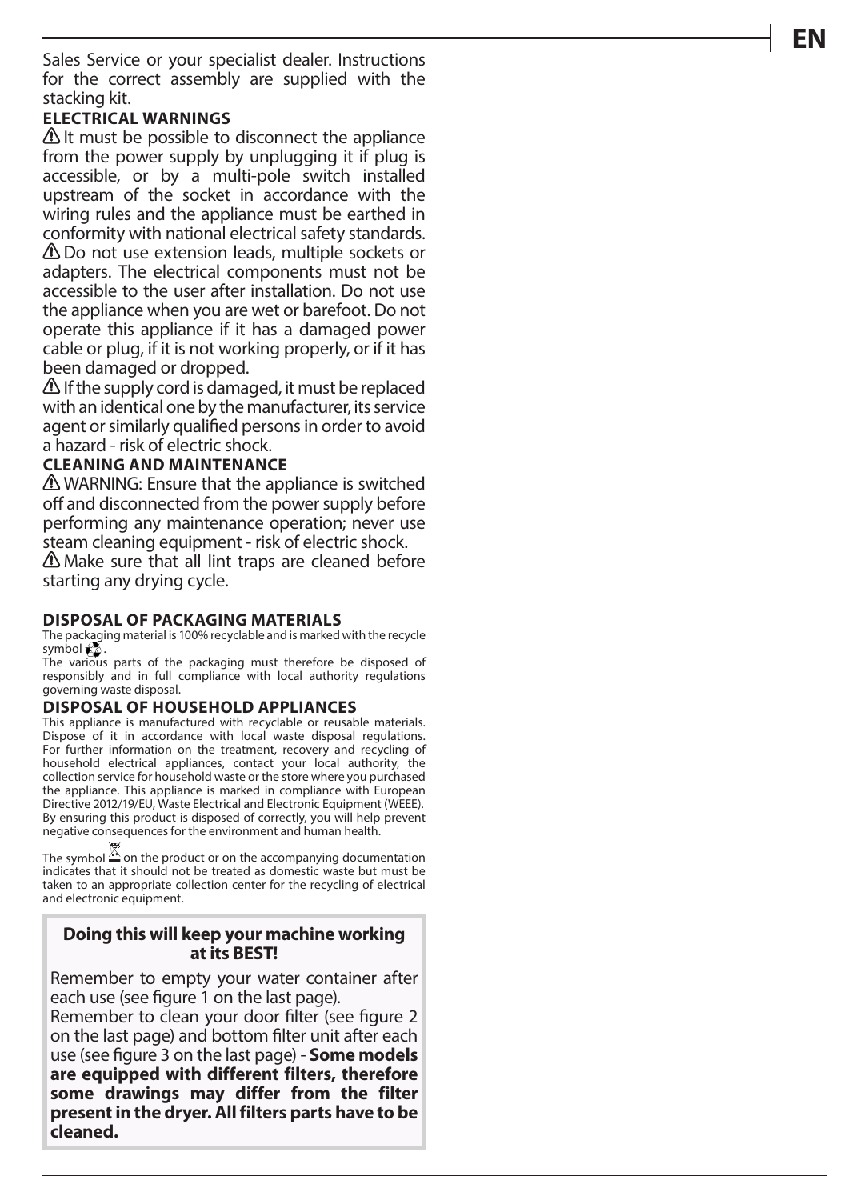Sales Service or your specialist dealer. Instructions for the correct assembly are supplied with the stacking kit.

**ELECTRICAL WARNINGS**

⚠ It must be possible to disconnect the appliance from the power supply by unplugging it if plug is accessible, or by a multi-pole switch installed upstream of the socket in accordance with the wiring rules and the appliance must be earthed in conformity with national electrical safety standards.

⚠ Do not use extension leads, multiple sockets or adapters. The electrical components must not be accessible to the user after installation. Do not use the appliance when you are wet or barefoot. Do not operate this appliance if it has a damaged power cable or plug, if it is not working properly, or if it has been damaged or dropped.

⚠ If the supply cord is damaged, it must be replaced with an identical one by the manufacturer, its service agent or similarly qualified persons in order to avoid a hazard - risk of electric shock.

**CLEANING AND MAINTENANCE**

⚠ WARNING: Ensure that the appliance is switched off and disconnected from the power supply before performing any maintenance operation; never use steam cleaning equipment - risk of electric shock.

⚠ Make sure that all lint traps are cleaned before starting any drying cycle.

**DISPOSAL OF PACKAGING MATERIALS**

The packaging material is 100% recyclable and is marked with the recycle symbol ♲.
The various parts of the packaging must therefore be disposed of responsibly and in full compliance with local authority regulations governing waste disposal.

**DISPOSAL OF HOUSEHOLD APPLIANCES**

This appliance is manufactured with recyclable or reusable materials. Dispose of it in accordance with local waste disposal regulations. For further information on the treatment, recovery and recycling of household electrical appliances, contact your local authority, the collection service for household waste or the store where you purchased the appliance. This appliance is marked in compliance with European Directive 2012/19/EU, Waste Electrical and Electronic Equipment (WEEE). By ensuring this product is disposed of correctly, you will help prevent negative consequences for the environment and human health.

The symbol on the product or on the accompanying documentation indicates that it should not be treated as domestic waste but must be taken to an appropriate collection center for the recycling of electrical and electronic equipment.

**Doing this will keep your machine working at its BEST!**

Remember to empty your water container after each use (see figure 1 on the last page).
Remember to clean your door filter (see figure 2 on the last page) and bottom filter unit after each use (see figure 3 on the last page) - **Some models are equipped with different filters, therefore some drawings may differ from the filter present in the dryer. All filters parts have to be cleaned.**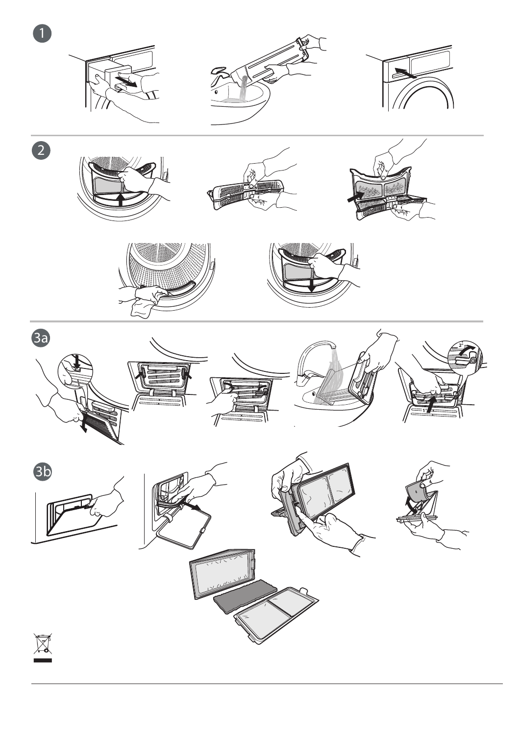1

2

3a

3b